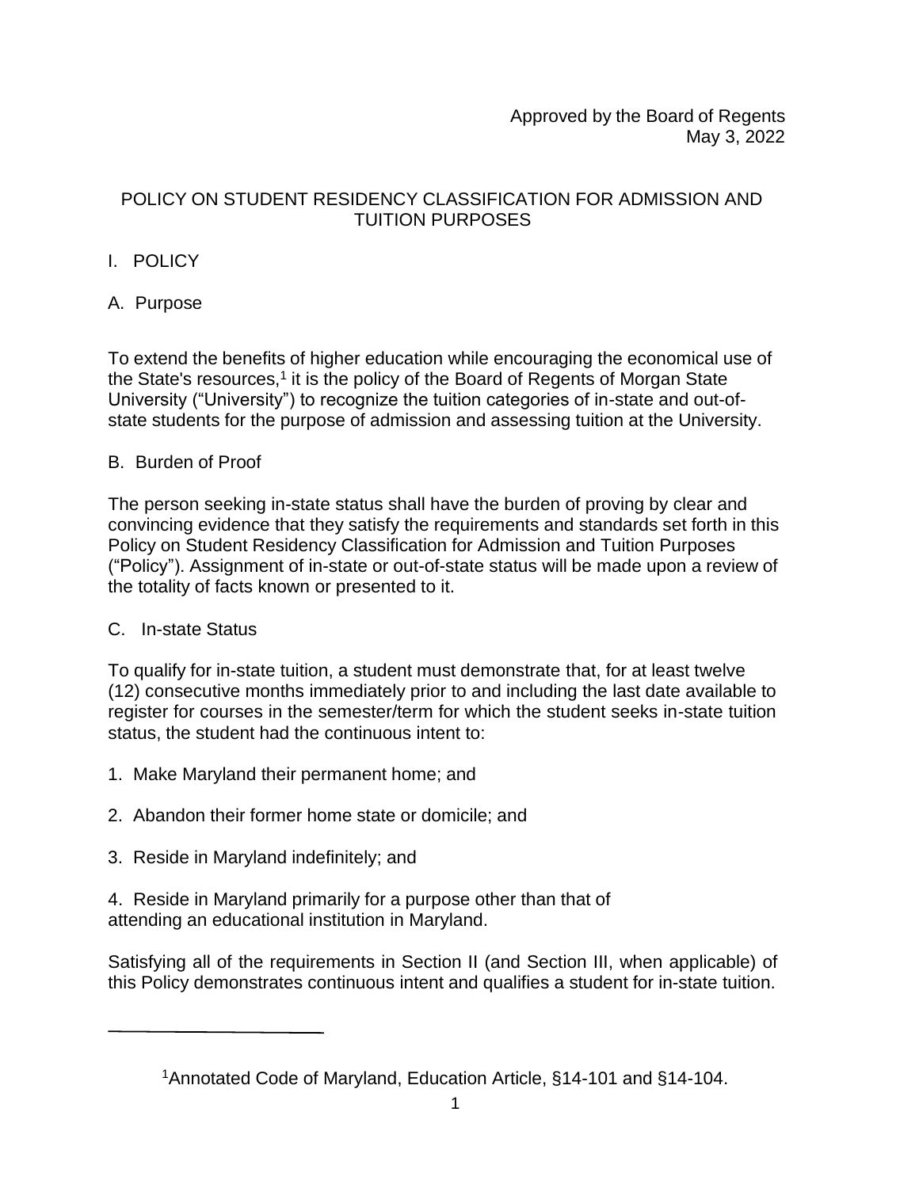Approved by the Board of Regents
May 3, 2022

# POLICY ON STUDENT RESIDENCY CLASSIFICATION FOR ADMISSION AND TUITION PURPOSES

## I. POLICY

### A. Purpose

To extend the benefits of higher education while encouraging the economical use of the State's resources,[1] it is the policy of the Board of Regents of Morgan State University ("University") to recognize the tuition categories of in-state and out-of-state students for the purpose of admission and assessing tuition at the University.

### B. Burden of Proof

The person seeking in-state status shall have the burden of proving by clear and convincing evidence that they satisfy the requirements and standards set forth in this Policy on Student Residency Classification for Admission and Tuition Purposes ("Policy"). Assignment of in-state or out-of-state status will be made upon a review of the totality of facts known or presented to it.

### C. In-state Status

To qualify for in-state tuition, a student must demonstrate that, for at least twelve (12) consecutive months immediately prior to and including the last date available to register for courses in the semester/term for which the student seeks in-state tuition status, the student had the continuous intent to:

1. Make Maryland their permanent home; and
2. Abandon their former home state or domicile; and
3. Reside in Maryland indefinitely; and
4. Reside in Maryland primarily for a purpose other than that of attending an educational institution in Maryland.

Satisfying all of the requirements in Section II (and Section III, when applicable) of this Policy demonstrates continuous intent and qualifies a student for in-state tuition.

---

[1] Annotated Code of Maryland, Education Article, §14-101 and §14-104.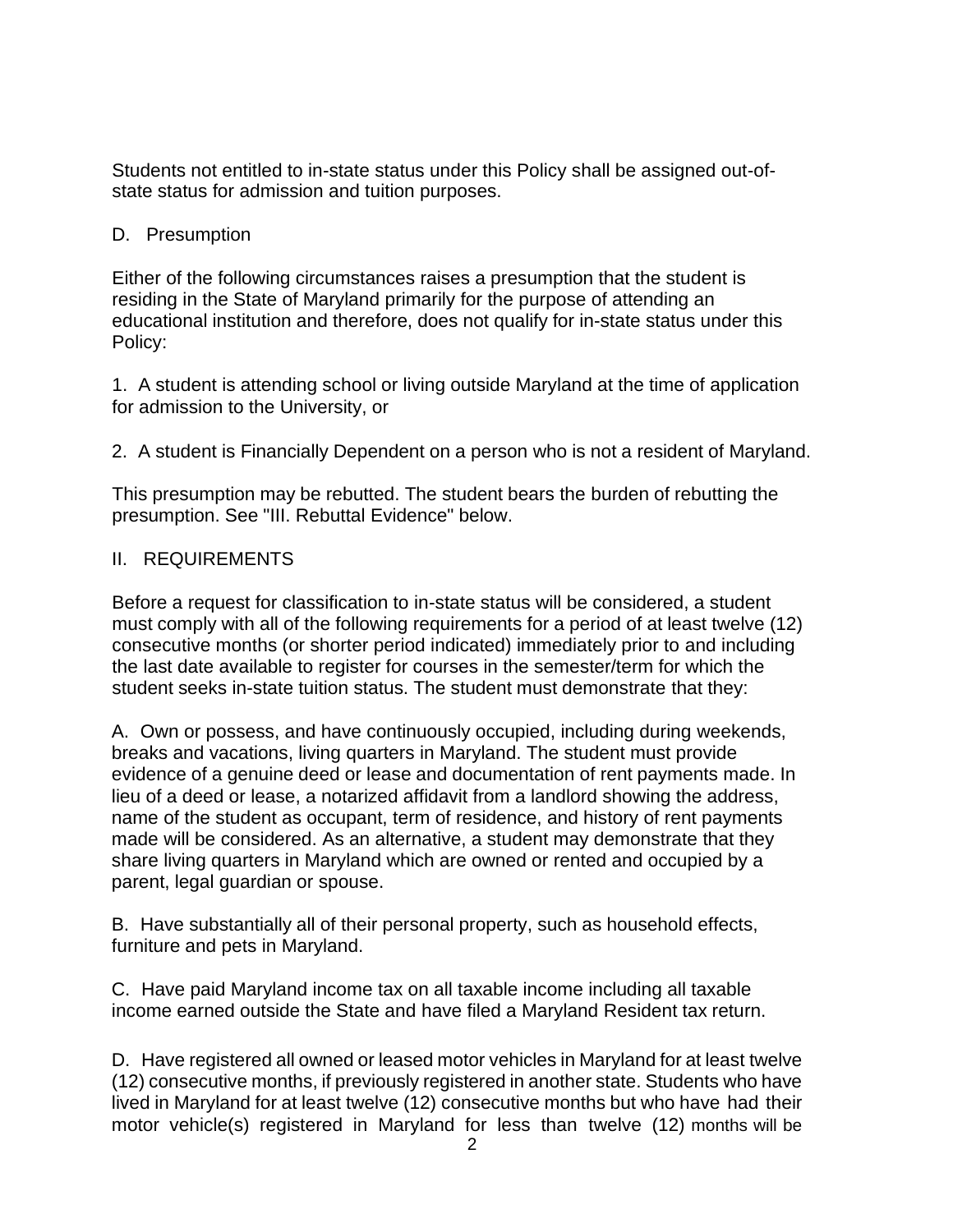Students not entitled to in-state status under this Policy shall be assigned out-of-state status for admission and tuition purposes.

D. Presumption

Either of the following circumstances raises a presumption that the student is residing in the State of Maryland primarily for the purpose of attending an educational institution and therefore, does not qualify for in-state status under this Policy:

1. A student is attending school or living outside Maryland at the time of application for admission to the University, or

2. A student is Financially Dependent on a person who is not a resident of Maryland.

This presumption may be rebutted. The student bears the burden of rebutting the presumption. See "III. Rebuttal Evidence" below.

## II. REQUIREMENTS

Before a request for classification to in-state status will be considered, a student must comply with all of the following requirements for a period of at least twelve (12) consecutive months (or shorter period indicated) immediately prior to and including the last date available to register for courses in the semester/term for which the student seeks in-state tuition status. The student must demonstrate that they:

A. Own or possess, and have continuously occupied, including during weekends, breaks and vacations, living quarters in Maryland. The student must provide evidence of a genuine deed or lease and documentation of rent payments made. In lieu of a deed or lease, a notarized affidavit from a landlord showing the address, name of the student as occupant, term of residence, and history of rent payments made will be considered. As an alternative, a student may demonstrate that they share living quarters in Maryland which are owned or rented and occupied by a parent, legal guardian or spouse.

B. Have substantially all of their personal property, such as household effects, furniture and pets in Maryland.

C. Have paid Maryland income tax on all taxable income including all taxable income earned outside the State and have filed a Maryland Resident tax return.

D. Have registered all owned or leased motor vehicles in Maryland for at least twelve (12) consecutive months, if previously registered in another state. Students who have lived in Maryland for at least twelve (12) consecutive months but who have had their motor vehicle(s) registered in Maryland for less than twelve (12) months will be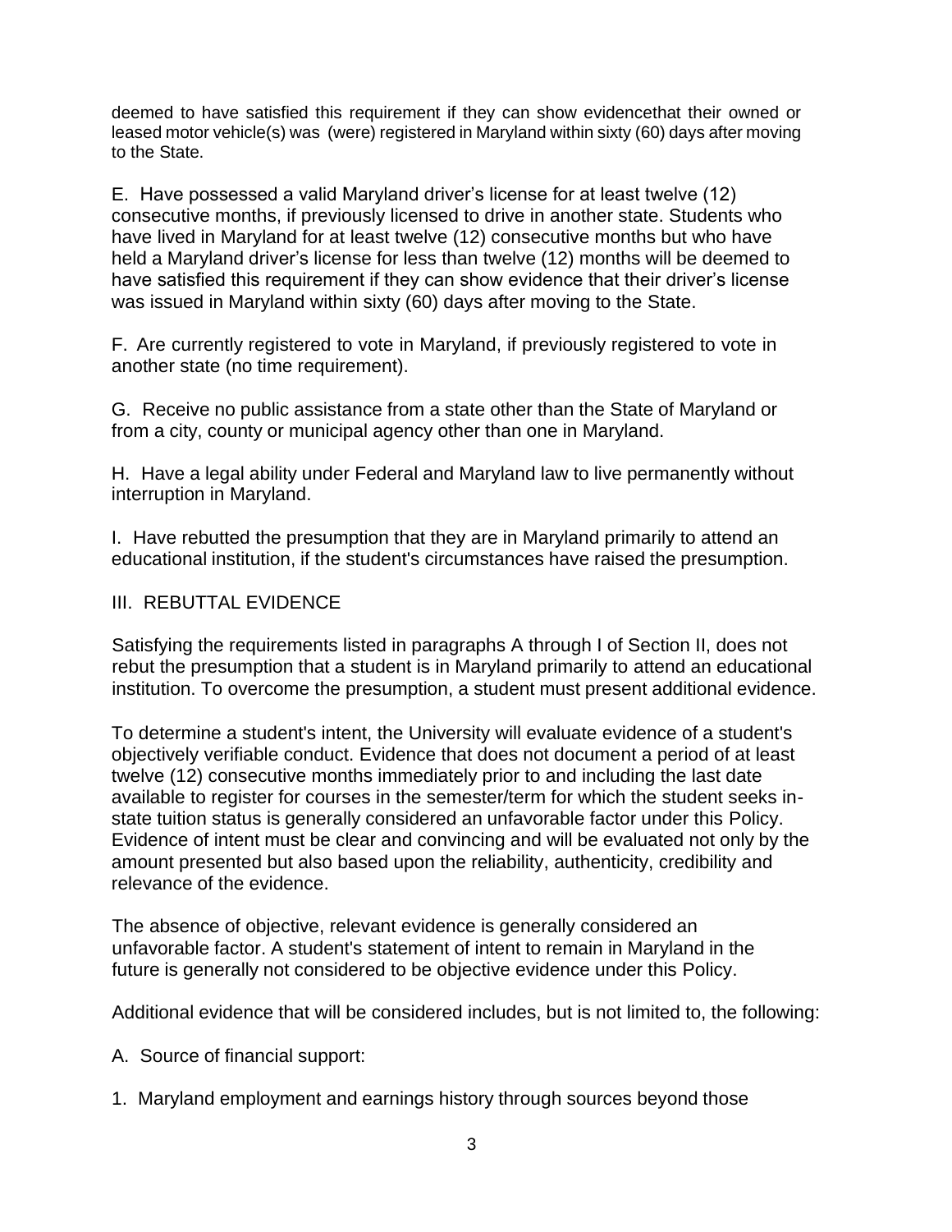deemed to have satisfied this requirement if they can show evidencethat their owned or leased motor vehicle(s) was (were) registered in Maryland within sixty (60) days after moving to the State.

E. Have possessed a valid Maryland driver's license for at least twelve (12) consecutive months, if previously licensed to drive in another state. Students who have lived in Maryland for at least twelve (12) consecutive months but who have held a Maryland driver's license for less than twelve (12) months will be deemed to have satisfied this requirement if they can show evidence that their driver's license was issued in Maryland within sixty (60) days after moving to the State.

F. Are currently registered to vote in Maryland, if previously registered to vote in another state (no time requirement).

G. Receive no public assistance from a state other than the State of Maryland or from a city, county or municipal agency other than one in Maryland.

H. Have a legal ability under Federal and Maryland law to live permanently without interruption in Maryland.

I. Have rebutted the presumption that they are in Maryland primarily to attend an educational institution, if the student's circumstances have raised the presumption.

## III. REBUTTAL EVIDENCE

Satisfying the requirements listed in paragraphs A through I of Section II, does not rebut the presumption that a student is in Maryland primarily to attend an educational institution. To overcome the presumption, a student must present additional evidence.

To determine a student's intent, the University will evaluate evidence of a student's objectively verifiable conduct. Evidence that does not document a period of at least twelve (12) consecutive months immediately prior to and including the last date available to register for courses in the semester/term for which the student seeks in-state tuition status is generally considered an unfavorable factor under this Policy. Evidence of intent must be clear and convincing and will be evaluated not only by the amount presented but also based upon the reliability, authenticity, credibility and relevance of the evidence.

The absence of objective, relevant evidence is generally considered an unfavorable factor. A student's statement of intent to remain in Maryland in the future is generally not considered to be objective evidence under this Policy.

Additional evidence that will be considered includes, but is not limited to, the following:

A. Source of financial support:

1. Maryland employment and earnings history through sources beyond those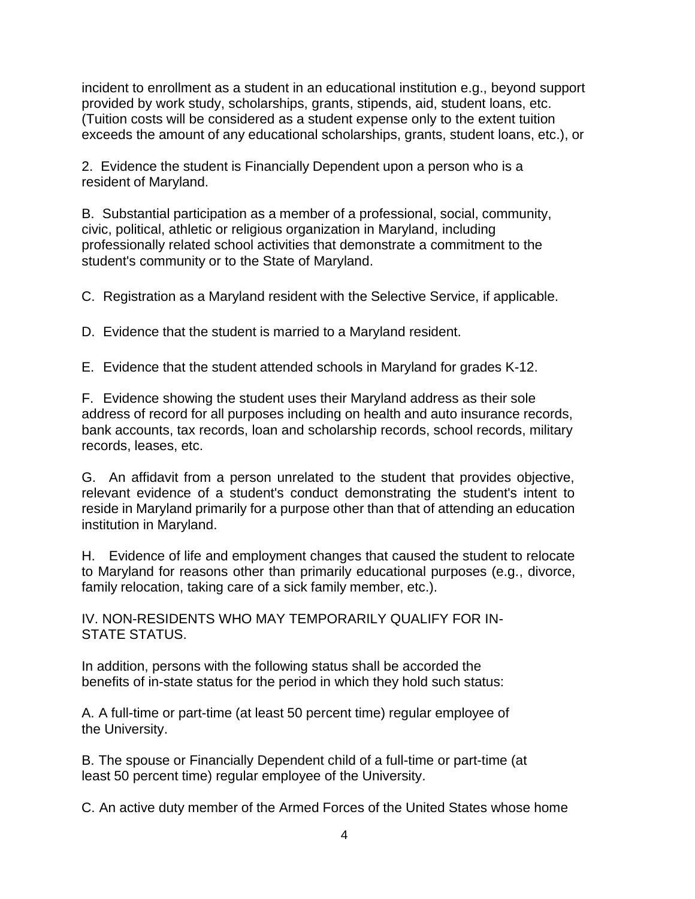incident to enrollment as a student in an educational institution e.g., beyond support provided by work study, scholarships, grants, stipends, aid, student loans, etc. (Tuition costs will be considered as a student expense only to the extent tuition exceeds the amount of any educational scholarships, grants, student loans, etc.), or

2. Evidence the student is Financially Dependent upon a person who is a resident of Maryland.

B. Substantial participation as a member of a professional, social, community, civic, political, athletic or religious organization in Maryland, including professionally related school activities that demonstrate a commitment to the student's community or to the State of Maryland.

C. Registration as a Maryland resident with the Selective Service, if applicable.

D. Evidence that the student is married to a Maryland resident.

E. Evidence that the student attended schools in Maryland for grades K-12.

F. Evidence showing the student uses their Maryland address as their sole address of record for all purposes including on health and auto insurance records, bank accounts, tax records, loan and scholarship records, school records, military records, leases, etc.

G. An affidavit from a person unrelated to the student that provides objective, relevant evidence of a student's conduct demonstrating the student's intent to reside in Maryland primarily for a purpose other than that of attending an education institution in Maryland.

H. Evidence of life and employment changes that caused the student to relocate to Maryland for reasons other than primarily educational purposes (e.g., divorce, family relocation, taking care of a sick family member, etc.).

## IV. NON-RESIDENTS WHO MAY TEMPORARILY QUALIFY FOR IN-STATE STATUS.

In addition, persons with the following status shall be accorded the benefits of in-state status for the period in which they hold such status:

A. A full-time or part-time (at least 50 percent time) regular employee of the University.

B. The spouse or Financially Dependent child of a full-time or part-time (at least 50 percent time) regular employee of the University.

C. An active duty member of the Armed Forces of the United States whose home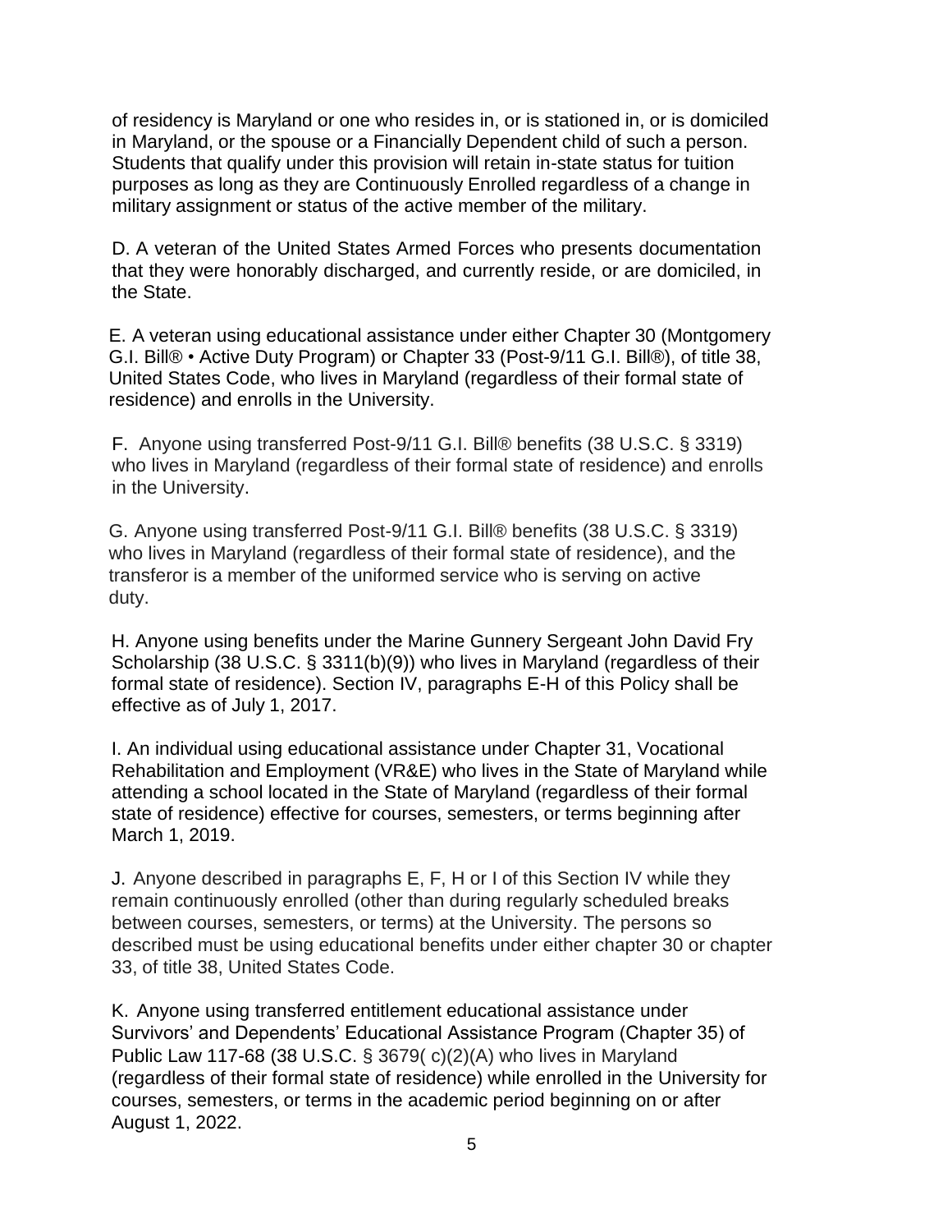of residency is Maryland or one who resides in, or is stationed in, or is domiciled in Maryland, or the spouse or a Financially Dependent child of such a person. Students that qualify under this provision will retain in-state status for tuition purposes as long as they are Continuously Enrolled regardless of a change in military assignment or status of the active member of the military.

D. A veteran of the United States Armed Forces who presents documentation that they were honorably discharged, and currently reside, or are domiciled, in the State.

E. A veteran using educational assistance under either Chapter 30 (Montgomery G.I. Bill® • Active Duty Program) or Chapter 33 (Post-9/11 G.I. Bill®), of title 38, United States Code, who lives in Maryland (regardless of their formal state of residence) and enrolls in the University.

F. Anyone using transferred Post-9/11 G.I. Bill® benefits (38 U.S.C. § 3319) who lives in Maryland (regardless of their formal state of residence) and enrolls in the University.

G. Anyone using transferred Post-9/11 G.I. Bill® benefits (38 U.S.C. § 3319) who lives in Maryland (regardless of their formal state of residence), and the transferor is a member of the uniformed service who is serving on active duty.

H. Anyone using benefits under the Marine Gunnery Sergeant John David Fry Scholarship (38 U.S.C. § 3311(b)(9)) who lives in Maryland (regardless of their formal state of residence). Section IV, paragraphs E-H of this Policy shall be effective as of July 1, 2017.

I. An individual using educational assistance under Chapter 31, Vocational Rehabilitation and Employment (VR&E) who lives in the State of Maryland while attending a school located in the State of Maryland (regardless of their formal state of residence) effective for courses, semesters, or terms beginning after March 1, 2019.

J. Anyone described in paragraphs E, F, H or I of this Section IV while they remain continuously enrolled (other than during regularly scheduled breaks between courses, semesters, or terms) at the University. The persons so described must be using educational benefits under either chapter 30 or chapter 33, of title 38, United States Code.

K. Anyone using transferred entitlement educational assistance under Survivors' and Dependents' Educational Assistance Program (Chapter 35) of Public Law 117-68 (38 U.S.C. § 3679( c)(2)(A) who lives in Maryland (regardless of their formal state of residence) while enrolled in the University for courses, semesters, or terms in the academic period beginning on or after August 1, 2022.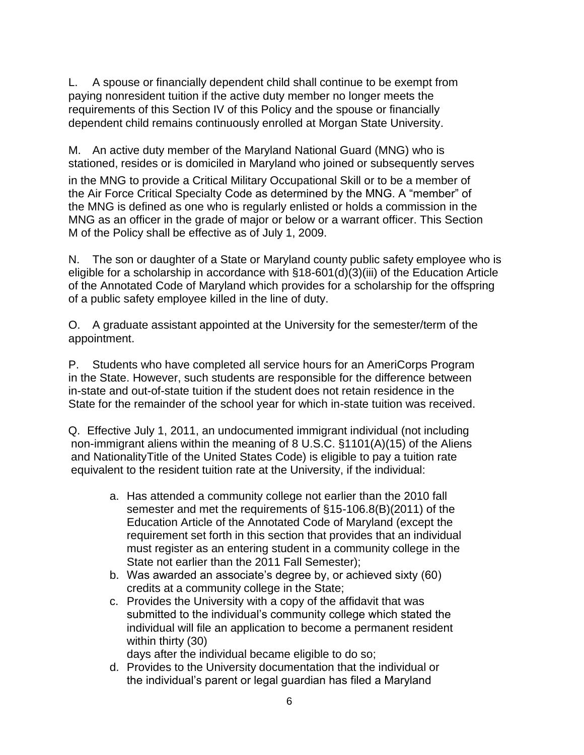L. A spouse or financially dependent child shall continue to be exempt from paying nonresident tuition if the active duty member no longer meets the requirements of this Section IV of this Policy and the spouse or financially dependent child remains continuously enrolled at Morgan State University.

M. An active duty member of the Maryland National Guard (MNG) who is stationed, resides or is domiciled in Maryland who joined or subsequently serves in the MNG to provide a Critical Military Occupational Skill or to be a member of the Air Force Critical Specialty Code as determined by the MNG. A "member" of the MNG is defined as one who is regularly enlisted or holds a commission in the MNG as an officer in the grade of major or below or a warrant officer. This Section M of the Policy shall be effective as of July 1, 2009.

N. The son or daughter of a State or Maryland county public safety employee who is eligible for a scholarship in accordance with §18-601(d)(3)(iii) of the Education Article of the Annotated Code of Maryland which provides for a scholarship for the offspring of a public safety employee killed in the line of duty.

O. A graduate assistant appointed at the University for the semester/term of the appointment.

P. Students who have completed all service hours for an AmeriCorps Program in the State. However, such students are responsible for the difference between in-state and out-of-state tuition if the student does not retain residence in the State for the remainder of the school year for which in-state tuition was received.

Q. Effective July 1, 2011, an undocumented immigrant individual (not including non-immigrant aliens within the meaning of 8 U.S.C. §1101(A)(15) of the Aliens and NationalityTitle of the United States Code) is eligible to pay a tuition rate equivalent to the resident tuition rate at the University, if the individual:

a. Has attended a community college not earlier than the 2010 fall semester and met the requirements of §15-106.8(B)(2011) of the Education Article of the Annotated Code of Maryland (except the requirement set forth in this section that provides that an individual must register as an entering student in a community college in the State not earlier than the 2011 Fall Semester);
b. Was awarded an associate's degree by, or achieved sixty (60) credits at a community college in the State;
c. Provides the University with a copy of the affidavit that was submitted to the individual's community college which stated the individual will file an application to become a permanent resident within thirty (30) days after the individual became eligible to do so;
d. Provides to the University documentation that the individual or the individual's parent or legal guardian has filed a Maryland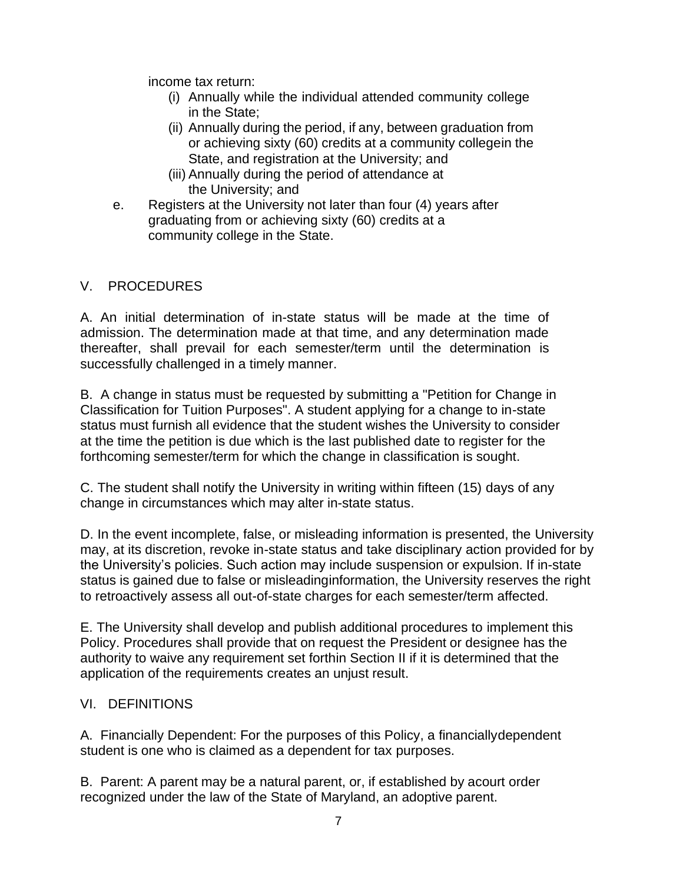income tax return:

(i) Annually while the individual attended community college in the State;
(ii) Annually during the period, if any, between graduation from or achieving sixty (60) credits at a community collegein the State, and registration at the University; and
(iii) Annually during the period of attendance at the University; and

e. Registers at the University not later than four (4) years after graduating from or achieving sixty (60) credits at a community college in the State.

## V. PROCEDURES

A. An initial determination of in-state status will be made at the time of admission. The determination made at that time, and any determination made thereafter, shall prevail for each semester/term until the determination is successfully challenged in a timely manner.

B. A change in status must be requested by submitting a "Petition for Change in Classification for Tuition Purposes". A student applying for a change to in-state status must furnish all evidence that the student wishes the University to consider at the time the petition is due which is the last published date to register for the forthcoming semester/term for which the change in classification is sought.

C. The student shall notify the University in writing within fifteen (15) days of any change in circumstances which may alter in-state status.

D. In the event incomplete, false, or misleading information is presented, the University may, at its discretion, revoke in-state status and take disciplinary action provided for by the University's policies. Such action may include suspension or expulsion. If in-state status is gained due to false or misleadinginformation, the University reserves the right to retroactively assess all out-of-state charges for each semester/term affected.

E. The University shall develop and publish additional procedures to implement this Policy. Procedures shall provide that on request the President or designee has the authority to waive any requirement set forthin Section II if it is determined that the application of the requirements creates an unjust result.

## VI. DEFINITIONS

A. Financially Dependent: For the purposes of this Policy, a financiallydependent student is one who is claimed as a dependent for tax purposes.

B. Parent: A parent may be a natural parent, or, if established by acourt order recognized under the law of the State of Maryland, an adoptive parent.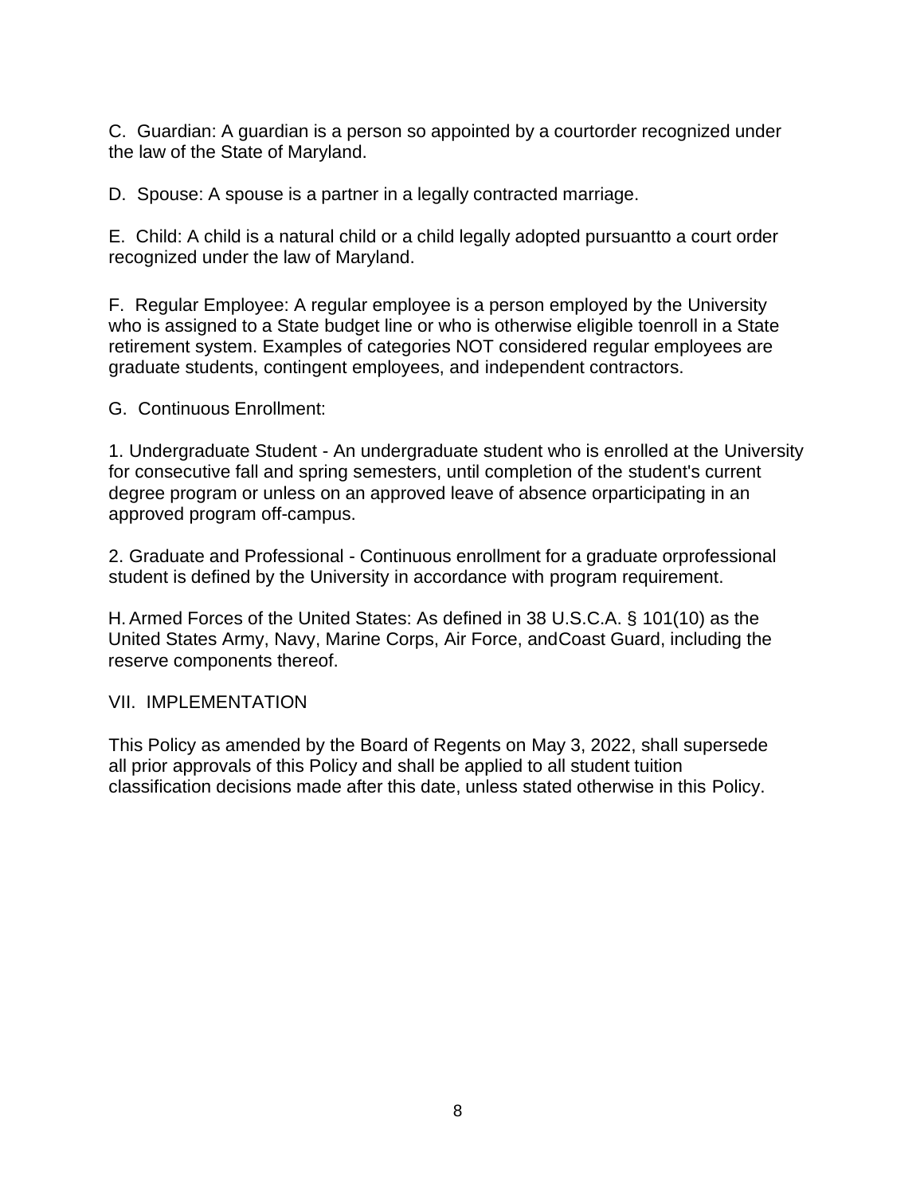C. Guardian: A guardian is a person so appointed by a courtorder recognized under the law of the State of Maryland.

D. Spouse: A spouse is a partner in a legally contracted marriage.

E. Child: A child is a natural child or a child legally adopted pursuantto a court order recognized under the law of Maryland.

F. Regular Employee: A regular employee is a person employed by the University who is assigned to a State budget line or who is otherwise eligible toenroll in a State retirement system. Examples of categories NOT considered regular employees are graduate students, contingent employees, and independent contractors.

G. Continuous Enrollment:

1. Undergraduate Student - An undergraduate student who is enrolled at the University for consecutive fall and spring semesters, until completion of the student's current degree program or unless on an approved leave of absence orparticipating in an approved program off-campus.

2. Graduate and Professional - Continuous enrollment for a graduate orprofessional student is defined by the University in accordance with program requirement.

H. Armed Forces of the United States: As defined in 38 U.S.C.A. § 101(10) as the United States Army, Navy, Marine Corps, Air Force, andCoast Guard, including the reserve components thereof.

## VII. IMPLEMENTATION

This Policy as amended by the Board of Regents on May 3, 2022, shall supersede all prior approvals of this Policy and shall be applied to all student tuition classification decisions made after this date, unless stated otherwise in this Policy.